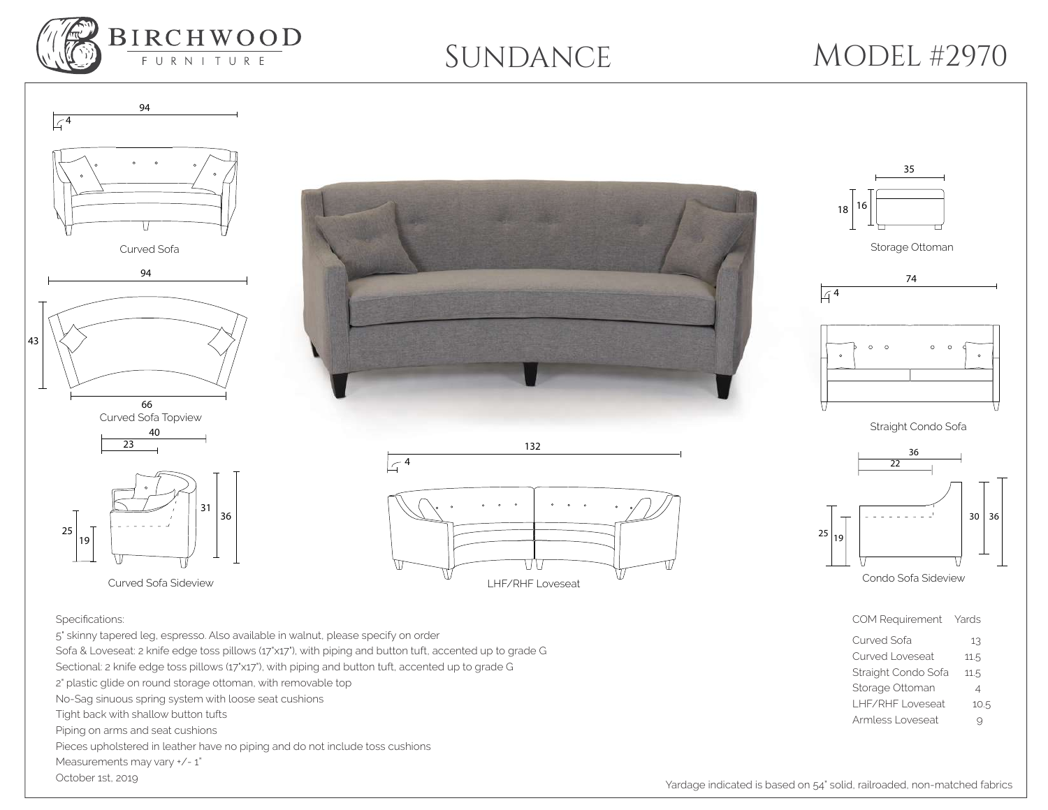# BIRCHWOOD FURNITURE

# SUNDANCE

# MODEL #2970

94

4

Curved Sofa

94

43

66

Curved Sofa Topview

40

23

25

19

31

36

Curved Sofa Sideview

132

4

LHF/RHF Loveseat

35

18

16

Storage Ottoman

74

4

Straight Condo Sofa

36

22

25

19

30

36

Condo Sofa Sideview

Specifications:

5" skinny tapered leg, espresso. Also available in walnut, please specify on order

Sofa & Loveseat: 2 knife edge toss pillows (17"x17"), with piping and button tuft, accented up to grade G

Sectional: 2 knife edge toss pillows (17"x17"), with piping and button tuft, accented up to grade G

2" plastic glide on round storage ottoman, with removable top

No-Sag sinuous spring system with loose seat cushions

Tight back with shallow button tufts

Piping on arms and seat cushions

Pieces upholstered in leather have no piping and do not include toss cushions

Measurements may vary +/- 1"

October 1st, 2019

| COM Requirement | Yards |
|---|---|
| Curved Sofa | 13 |
| Curved Loveseat | 11.5 |
| Straight Condo Sofa | 11.5 |
| Storage Ottoman | 4 |
| LHF/RHF Loveseat | 10.5 |
| Armless Loveseat | 9 |

Yardage indicated is based on 54" solid, railroaded, non-matched fabrics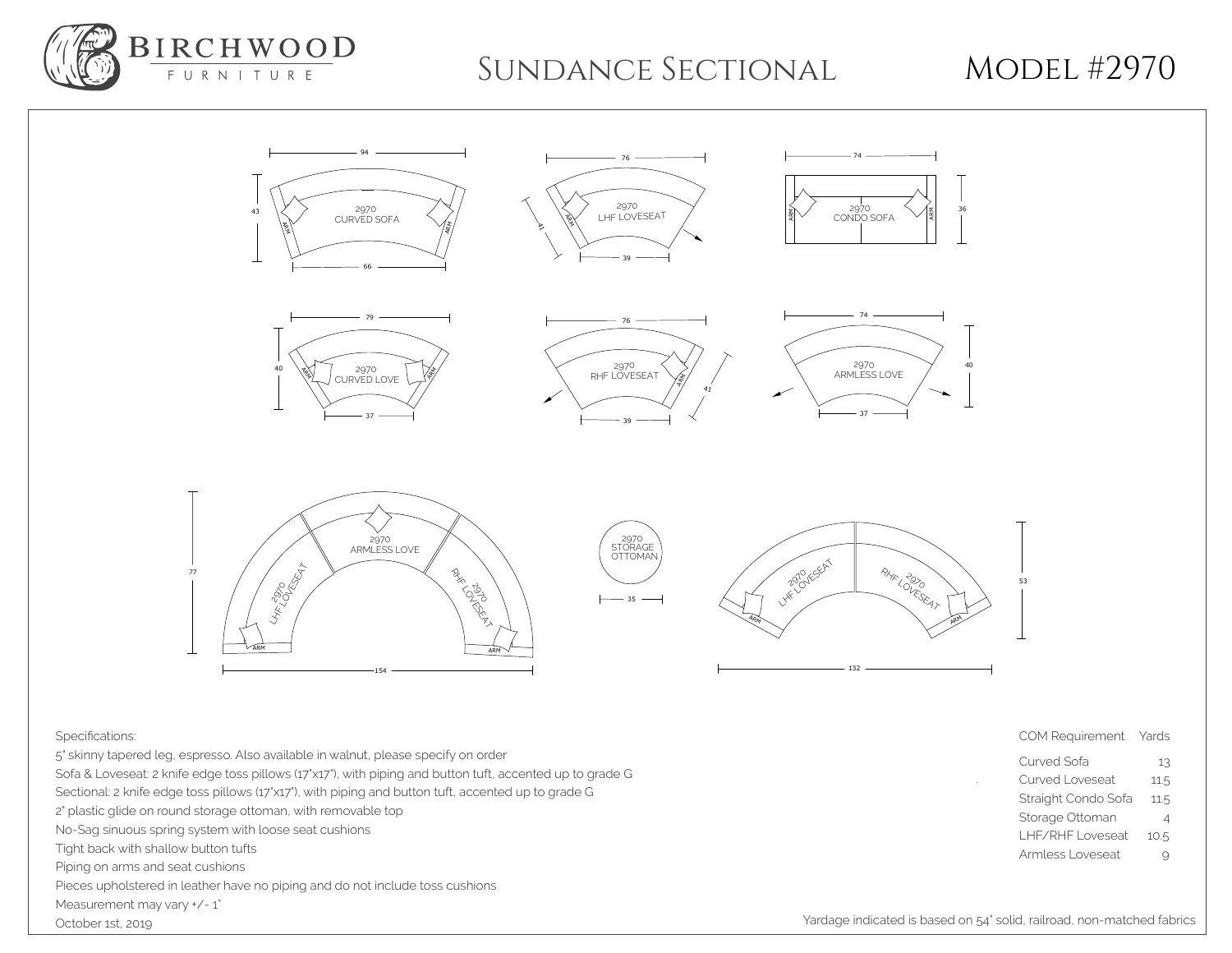BIRCHWOOD FURNITURE

# Sundance Sectional

# Model #2970

94
43
2970
CURVED SOFA
ARM
ARM
66

76
41
2970
LHF LOVESEAT
ARM
39

74
36
2970
CONDO SOFA
ARM
ARM

79
40
2970
CURVED LOVE
ARM
ARM
37

76
2970
RHF LOVESEAT
ARM
41
39

74
40
2970
ARMLESS LOVE
37

77
2970
ARMLESS LOVE
2970
LHF LOVESEAT
2970
RHF LOVESEAT
ARM
ARM
154

2970
STORAGE
OTTOMAN
35

2970
LHF LOVESEAT
2970
RHF LOVESEAT
ARM
ARM
53
132

Specifications:

5" skinny tapered leg, espresso. Also available in walnut, please specify on order
Sofa & Loveseat: 2 knife edge toss pillows (17"x17"), with piping and button tuft, accented up to grade G
Sectional: 2 knife edge toss pillows (17"x17"), with piping and button tuft, accented up to grade G
2" plastic glide on round storage ottoman, with removable top
No-Sag sinuous spring system with loose seat cushions
Tight back with shallow button tufts
Piping on arms and seat cushions
Pieces upholstered in leather have no piping and do not include toss cushions
Measurement may vary +/- 1"
October 1st, 2019

| COM Requirement | Yards |
| --- | --- |
| Curved Sofa | 13 |
| Curved Loveseat | 11.5 |
| Straight Condo Sofa | 11.5 |
| Storage Ottoman | 4 |
| LHF/RHF Loveseat | 10.5 |
| Armless Loveseat | 9 |

Yardage indicated is based on 54" solid, railroad, non-matched fabrics